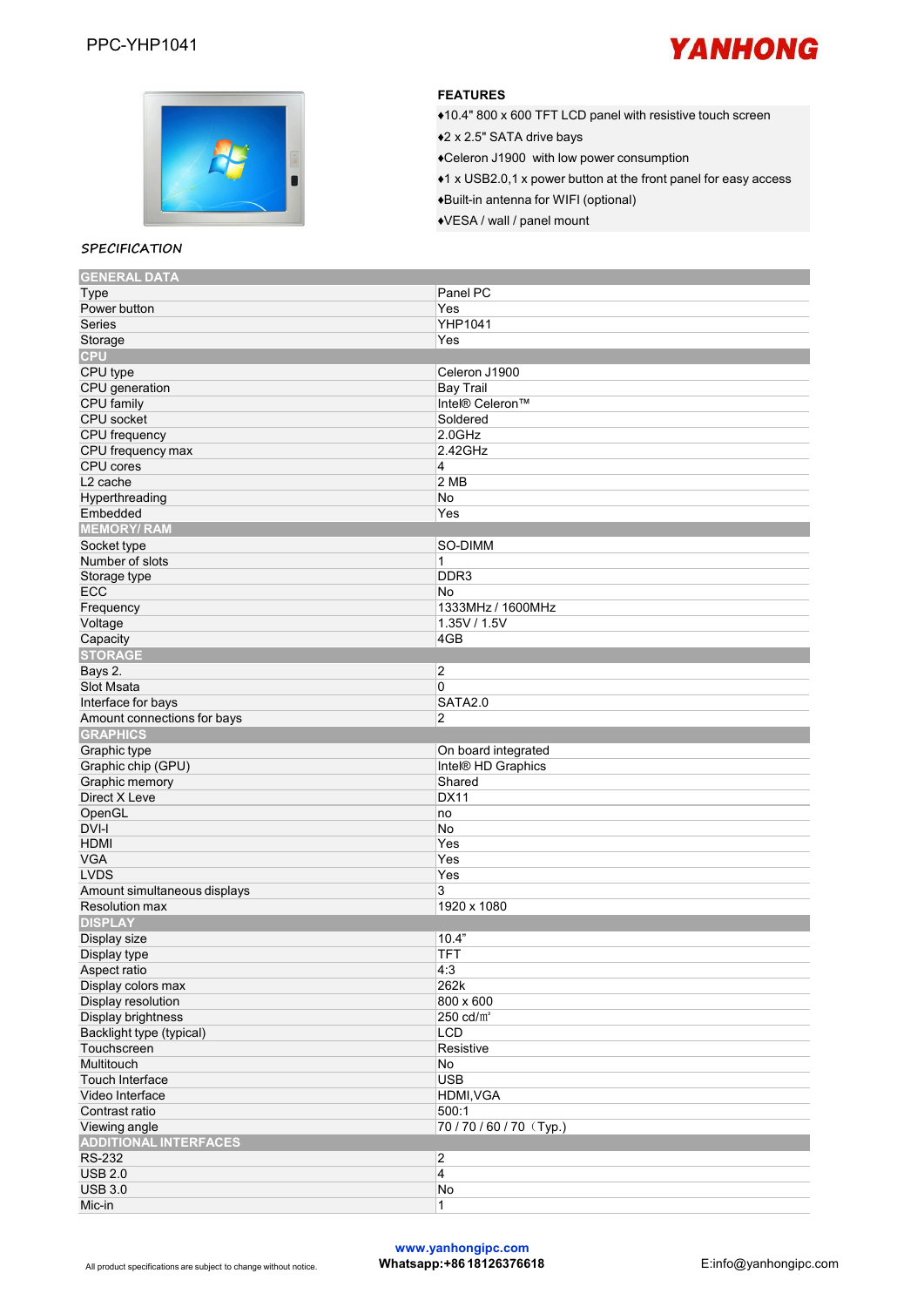PPC-YHP1041

YANHONG

## FEATURES

- ♦10.4" 800 x 600 TFT LCD panel with resistive touch screen
- ♦2 x 2.5" SATA drive bays
- ♦Celeron J1900 with low power consumption
- ♦1 x USB2.0,1 x power button at the front panel for easy access
- ♦Built-in antenna for WIFI (optional)
- ♦VESA / wall / panel mount

## SPECIFICATION

| GENERAL DATA | |
|---|---|
| Type | Panel PC |
| Power button | Yes |
| Series | YHP1041 |
| Storage | Yes |
| **CPU** | |
| CPU type | Celeron J1900 |
| CPU generation | Bay Trail |
| CPU family | Intel® Celeron™ |
| CPU socket | Soldered |
| CPU frequency | 2.0GHz |
| CPU frequency max | 2.42GHz |
| CPU cores | 4 |
| L2 cache | 2 MB |
| Hyperthreading | No |
| Embedded | Yes |
| **MEMORY/ RAM** | |
| Socket type | SO-DIMM |
| Number of slots | 1 |
| Storage type | DDR3 |
| ECC | No |
| Frequency | 1333MHz / 1600MHz |
| Voltage | 1.35V / 1.5V |
| Capacity | 4GB |
| **STORAGE** | |
| Bays 2. | 2 |
| Slot Msata | 0 |
| Interface for bays | SATA2.0 |
| Amount connections for bays | 2 |
| **GRAPHICS** | |
| Graphic type | On board integrated |
| Graphic chip (GPU) | Intel® HD Graphics |
| Graphic memory | Shared |
| Direct X Leve | DX11 |
| OpenGL | no |
| DVI-I | No |
| HDMI | Yes |
| VGA | Yes |
| LVDS | Yes |
| Amount simultaneous displays | 3 |
| Resolution max | 1920 x 1080 |
| **DISPLAY** | |
| Display size | 10.4" |
| Display type | TFT |
| Aspect ratio | 4:3 |
| Display colors max | 262k |
| Display resolution | 800 x 600 |
| Display brightness | 250 cd/m² |
| Backlight type (typical) | LCD |
| Touchscreen | Resistive |
| Multitouch | No |
| Touch Interface | USB |
| Video Interface | HDMI,VGA |
| Contrast ratio | 500:1 |
| Viewing angle | 70 / 70 / 60 / 70（Typ.) |
| **ADDITIONAL INTERFACES** | |
| RS-232 | 2 |
| USB 2.0 | 4 |
| USB 3.0 | No |
| Mic-in | 1 |

All product specifications are subject to change without notice.

www.yanhongipc.com
Whatsapp:+86 18126376618

E:info@yanhongipc.com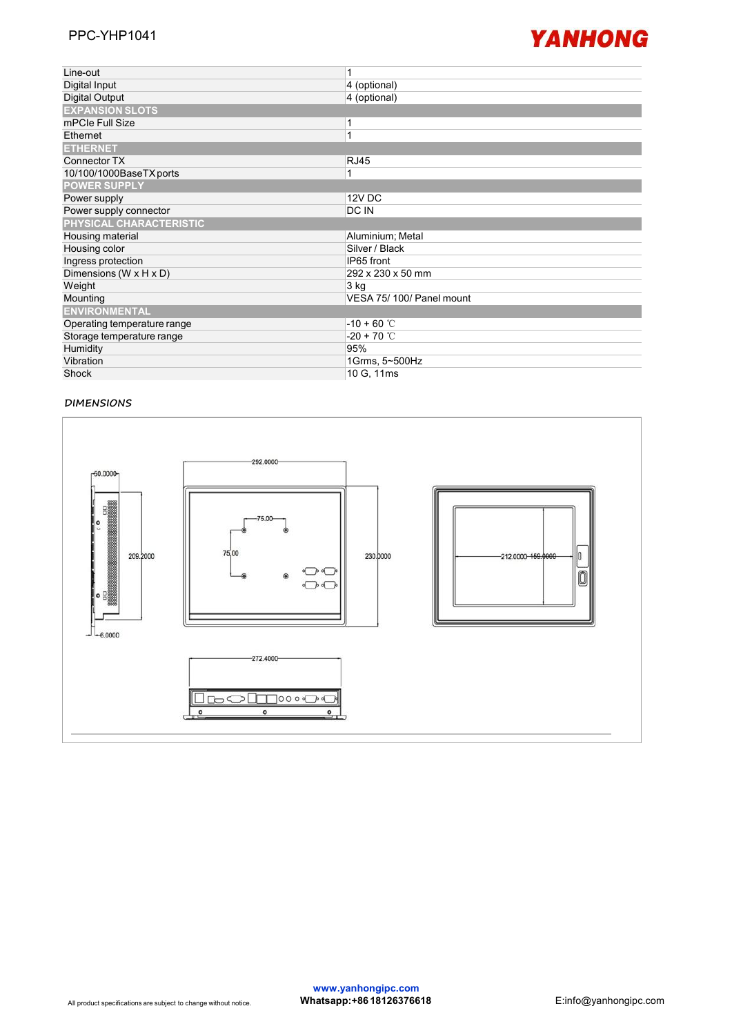| | |
|---|---|
| Line-out | 1 |
| Digital Input | 4 (optional) |
| Digital Output | 4 (optional) |
| **EXPANSION SLOTS** | |
| mPCIe Full Size | 1 |
| Ethernet | 1 |
| **ETHERNET** | |
| Connector TX | RJ45 |
| 10/100/1000BaseTX ports | 1 |
| **POWER SUPPLY** | |
| Power supply | 12V DC |
| Power supply connector | DC IN |
| **PHYSICAL CHARACTERISTIC** | |
| Housing material | Aluminium; Metal |
| Housing color | Silver / Black |
| Ingress protection | IP65 front |
| Dimensions (W x H x D) | 292 x 230 x 50 mm |
| Weight | 3 kg |
| Mounting | VESA 75/ 100/ Panel mount |
| **ENVIRONMENTAL** | |
| Operating temperature range | -10 + 60 ℃ |
| Storage temperature range | -20 + 70 ℃ |
| Humidity | 95% |
| Vibration | 1Grms, 5~500Hz |
| Shock | 10 G, 11ms |

## *DIMENSIONS*

50.0000

209.2000

6.0000

292.0000

75.00

75.00

230.0000

212.0000

159.0000

272.4000

All product specifications are subject to change without notice.

www.yanhongipc.com
Whatsapp:+86 18126376618

E:info@yanhongipc.com